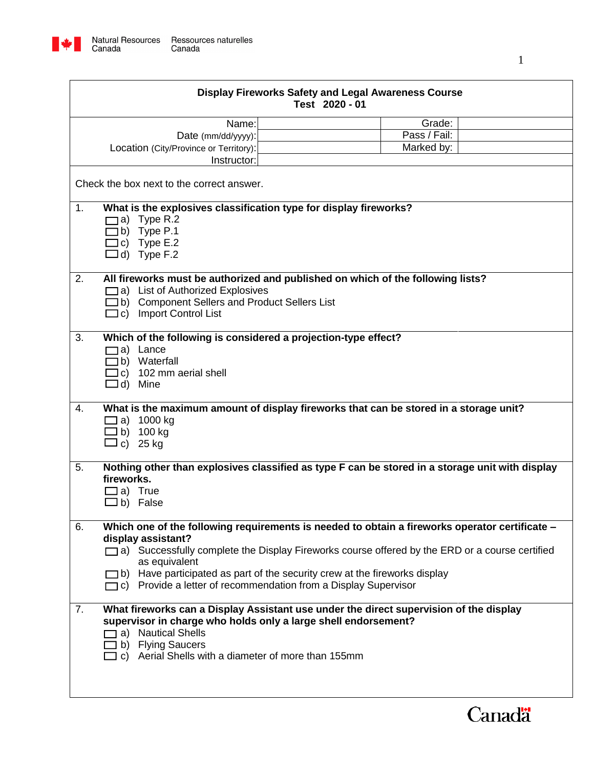Natural Resources Canada / Ressources naturelles Canada

## Display Fireworks Safety and Legal Awareness Course
### Test 2020 - 01

| | | | |
|---|---|---|---|
| Name: | | Grade: | |
| Date (mm/dd/yyyy): | | Pass / Fail: | |
| Location (City/Province or Territory): | | Marked by: | |
| Instructor: | | | |

Check the box next to the correct answer.

1. **What is the explosives classification type for display fireworks?**
   - ☐ a) Type R.2
   - ☐ b) Type P.1
   - ☐ c) Type E.2
   - ☐ d) Type F.2

2. **All fireworks must be authorized and published on which of the following lists?**
   - ☐ a) List of Authorized Explosives
   - ☐ b) Component Sellers and Product Sellers List
   - ☐ c) Import Control List

3. **Which of the following is considered a projection-type effect?**
   - ☐ a) Lance
   - ☐ b) Waterfall
   - ☐ c) 102 mm aerial shell
   - ☐ d) Mine

4. **What is the maximum amount of display fireworks that can be stored in a storage unit?**
   - ☐ a) 1000 kg
   - ☐ b) 100 kg
   - ☐ c) 25 kg

5. **Nothing other than explosives classified as type F can be stored in a storage unit with display fireworks.**
   - ☐ a) True
   - ☐ b) False

6. **Which one of the following requirements is needed to obtain a fireworks operator certificate – display assistant?**
   - ☐ a) Successfully complete the Display Fireworks course offered by the ERD or a course certified as equivalent
   - ☐ b) Have participated as part of the security crew at the fireworks display
   - ☐ c) Provide a letter of recommendation from a Display Supervisor

7. **What fireworks can a Display Assistant use under the direct supervision of the display supervisor in charge who holds only a large shell endorsement?**
   - ☐ a) Nautical Shells
   - ☐ b) Flying Saucers
   - ☐ c) Aerial Shells with a diameter of more than 155mm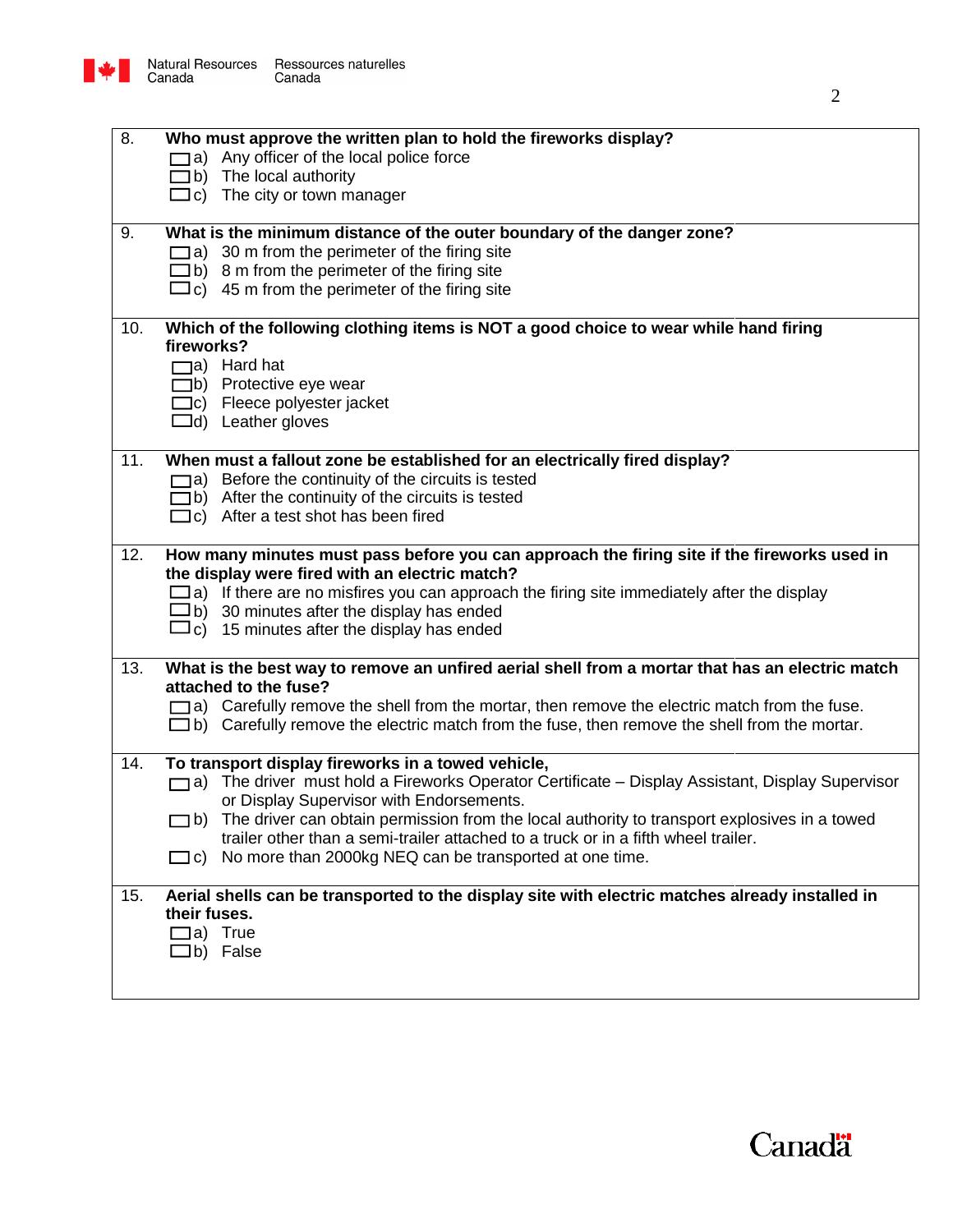8. **Who must approve the written plan to hold the fireworks display?**
   - ☐ a) Any officer of the local police force
   - ☐ b) The local authority
   - ☐ c) The city or town manager

9. **What is the minimum distance of the outer boundary of the danger zone?**
   - ☐ a) 30 m from the perimeter of the firing site
   - ☐ b) 8 m from the perimeter of the firing site
   - ☐ c) 45 m from the perimeter of the firing site

10. **Which of the following clothing items is NOT a good choice to wear while hand firing fireworks?**
    - ☐ a) Hard hat
    - ☐ b) Protective eye wear
    - ☐ c) Fleece polyester jacket
    - ☐ d) Leather gloves

11. **When must a fallout zone be established for an electrically fired display?**
    - ☐ a) Before the continuity of the circuits is tested
    - ☐ b) After the continuity of the circuits is tested
    - ☐ c) After a test shot has been fired

12. **How many minutes must pass before you can approach the firing site if the fireworks used in the display were fired with an electric match?**
    - ☐ a) If there are no misfires you can approach the firing site immediately after the display
    - ☐ b) 30 minutes after the display has ended
    - ☐ c) 15 minutes after the display has ended

13. **What is the best way to remove an unfired aerial shell from a mortar that has an electric match attached to the fuse?**
    - ☐ a) Carefully remove the shell from the mortar, then remove the electric match from the fuse.
    - ☐ b) Carefully remove the electric match from the fuse, then remove the shell from the mortar.

14. **To transport display fireworks in a towed vehicle,**
    - ☐ a) The driver must hold a Fireworks Operator Certificate – Display Assistant, Display Supervisor or Display Supervisor with Endorsements.
    - ☐ b) The driver can obtain permission from the local authority to transport explosives in a towed trailer other than a semi-trailer attached to a truck or in a fifth wheel trailer.
    - ☐ c) No more than 2000kg NEQ can be transported at one time.

15. **Aerial shells can be transported to the display site with electric matches already installed in their fuses.**
    - ☐ a) True
    - ☐ b) False